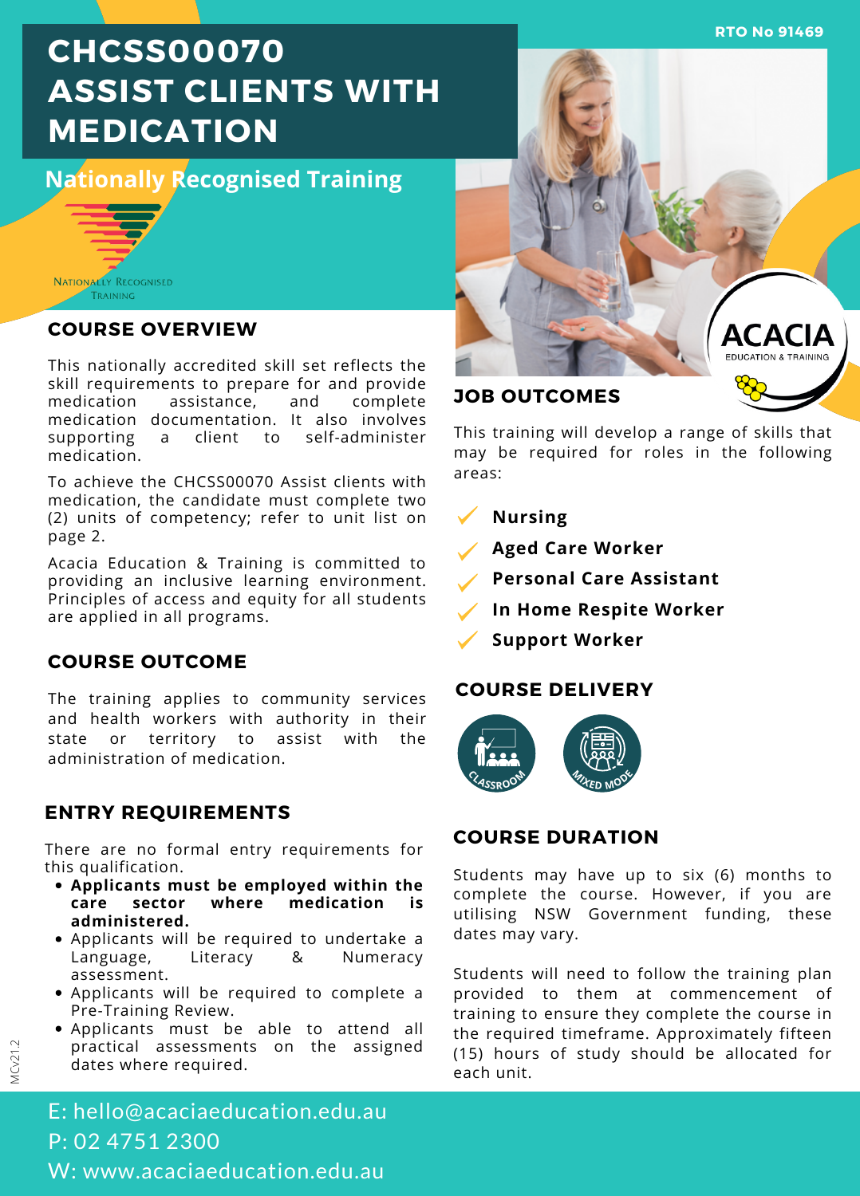RTO No 91469

# CHCSS00070 ASSIST CLIENTS WITH MEDICATION

## Nationally Recognised Training

NATIONALLY RECOGNISED TRAINING

## COURSE OVERVIEW

This nationally accredited skill set reflects the skill requirements to prepare for and provide medication assistance, and complete medication documentation. It also involves supporting a client to self-administer medication.

To achieve the CHCSS00070 Assist clients with medication, the candidate must complete two (2) units of competency; refer to unit list on page 2.

Acacia Education & Training is committed to providing an inclusive learning environment. Principles of access and equity for all students are applied in all programs.

## COURSE OUTCOME

The training applies to community services and health workers with authority in their state or territory to assist with the administration of medication.

## ENTRY REQUIREMENTS

There are no formal entry requirements for this qualification.

- **Applicants must be employed within the care sector where medication is administered.**
- Applicants will be required to undertake a Language, Literacy & Numeracy assessment.
- Applicants will be required to complete a Pre-Training Review.
- Applicants must be able to attend all practical assessments on the assigned dates where required.

## JOB OUTCOMES

This training will develop a range of skills that may be required for roles in the following areas:

- **Nursing**
- **Aged Care Worker**
- **Personal Care Assistant**
- **In Home Respite Worker**
- **Support Worker**

## COURSE DELIVERY

- CLASSROOM
- MIXED MODE

## COURSE DURATION

Students may have up to six (6) months to complete the course. However, if you are utilising NSW Government funding, these dates may vary.

Students will need to follow the training plan provided to them at commencement of training to ensure they complete the course in the required timeframe. Approximately fifteen (15) hours of study should be allocated for each unit.

E: hello@acaciaeducation.edu.au
P: 02 4751 2300
W: www.acaciaeducation.edu.au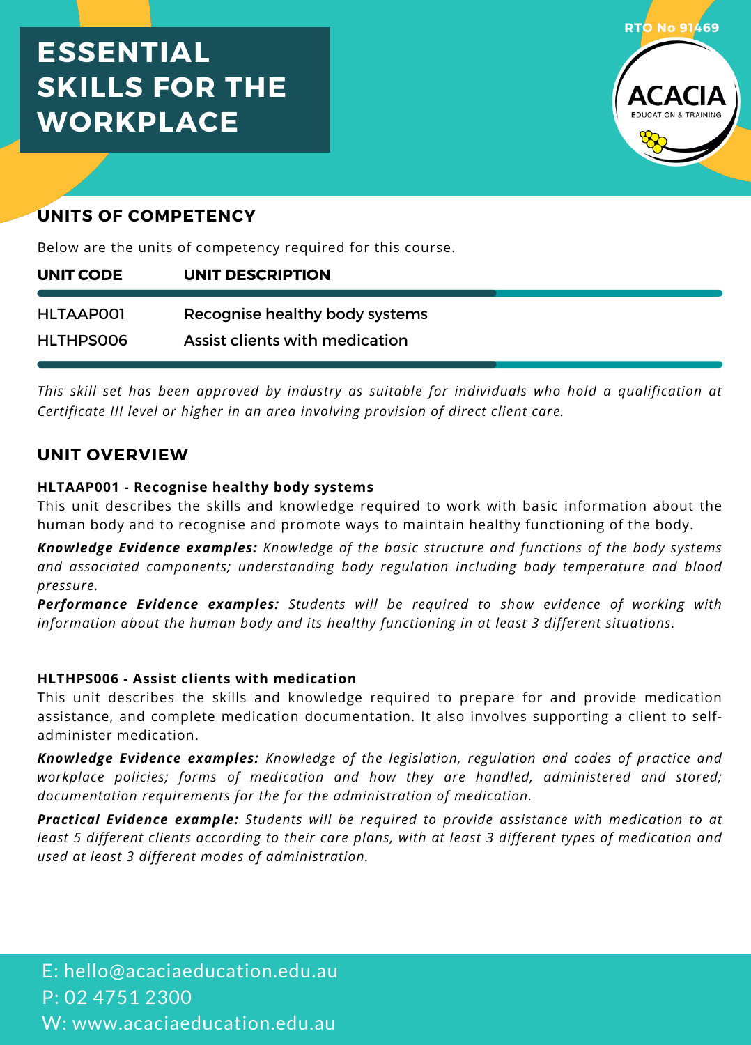# ESSENTIAL SKILLS FOR THE WORKPLACE

RTO No 91469

ACACIA
EDUCATION & TRAINING

## UNITS OF COMPETENCY

Below are the units of competency required for this course.

| UNIT CODE | UNIT DESCRIPTION |
|---|---|
| HLTAAP001 | Recognise healthy body systems |
| HLTHPS006 | Assist clients with medication |

*This skill set has been approved by industry as suitable for individuals who hold a qualification at Certificate III level or higher in an area involving provision of direct client care.*

## UNIT OVERVIEW

**HLTAAP001 - Recognise healthy body systems**

This unit describes the skills and knowledge required to work with basic information about the human body and to recognise and promote ways to maintain healthy functioning of the body.

***Knowledge Evidence examples:*** *Knowledge of the basic structure and functions of the body systems and associated components; understanding body regulation including body temperature and blood pressure.*

***Performance Evidence examples:*** *Students will be required to show evidence of working with information about the human body and its healthy functioning in at least 3 different situations.*

**HLTHPS006 - Assist clients with medication**

This unit describes the skills and knowledge required to prepare for and provide medication assistance, and complete medication documentation. It also involves supporting a client to self-administer medication.

***Knowledge Evidence examples:*** *Knowledge of the legislation, regulation and codes of practice and workplace policies; forms of medication and how they are handled, administered and stored; documentation requirements for the for the administration of medication.*

***Practical Evidence example:*** *Students will be required to provide assistance with medication to at least 5 different clients according to their care plans, with at least 3 different types of medication and used at least 3 different modes of administration.*

E: hello@acaciaeducation.edu.au
P: 02 4751 2300
W: www.acaciaeducation.edu.au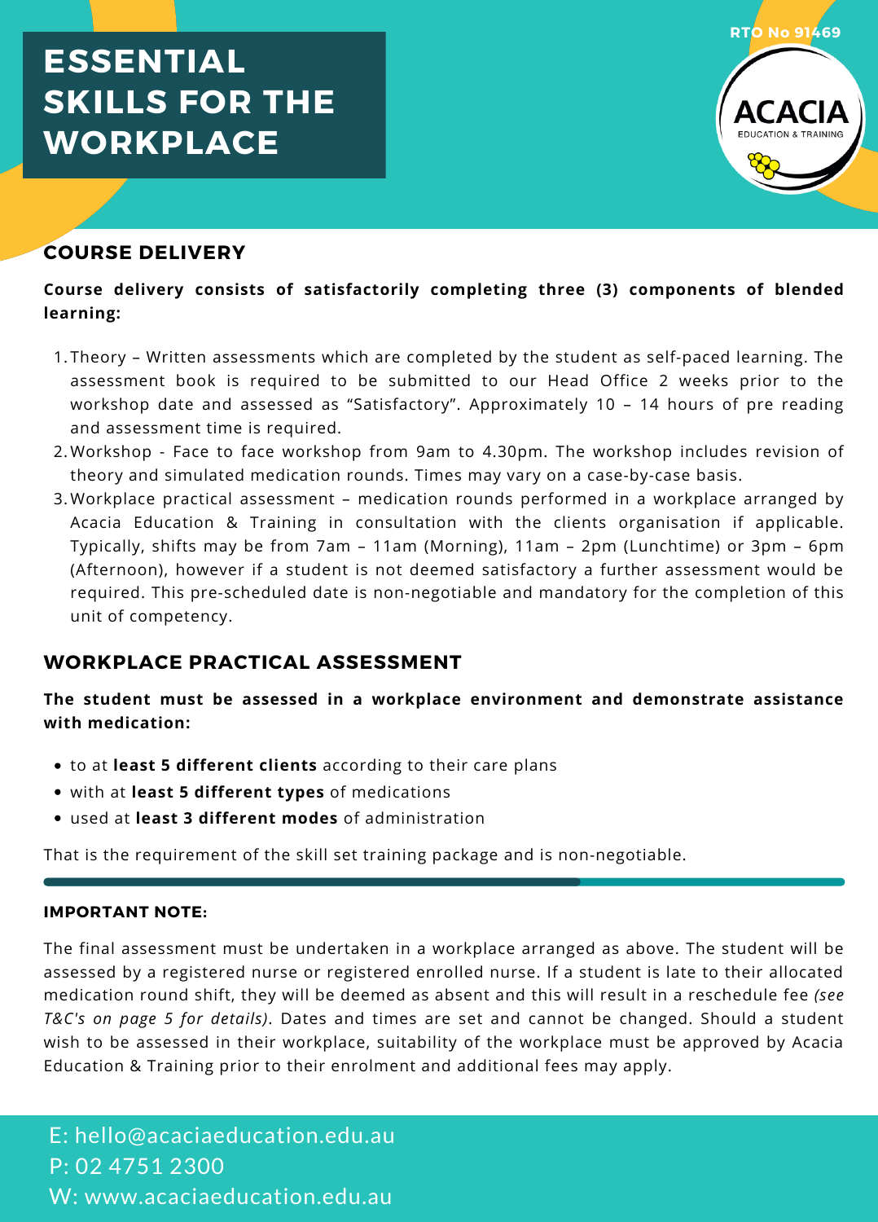# ESSENTIAL SKILLS FOR THE WORKPLACE

RTO No 91469

ACACIA EDUCATION & TRAINING

## COURSE DELIVERY

**Course delivery consists of satisfactorily completing three (3) components of blended learning:**

1. Theory – Written assessments which are completed by the student as self-paced learning. The assessment book is required to be submitted to our Head Office 2 weeks prior to the workshop date and assessed as “Satisfactory”. Approximately 10 – 14 hours of pre reading and assessment time is required.
2. Workshop - Face to face workshop from 9am to 4.30pm. The workshop includes revision of theory and simulated medication rounds. Times may vary on a case-by-case basis.
3. Workplace practical assessment – medication rounds performed in a workplace arranged by Acacia Education & Training in consultation with the clients organisation if applicable. Typically, shifts may be from 7am – 11am (Morning), 11am – 2pm (Lunchtime) or 3pm – 6pm (Afternoon), however if a student is not deemed satisfactory a further assessment would be required. This pre-scheduled date is non-negotiable and mandatory for the completion of this unit of competency.

## WORKPLACE PRACTICAL ASSESSMENT

**The student must be assessed in a workplace environment and demonstrate assistance with medication:**

- to at **least 5 different clients** according to their care plans
- with at **least 5 different types** of medications
- used at **least 3 different modes** of administration

That is the requirement of the skill set training package and is non-negotiable.

### IMPORTANT NOTE:

The final assessment must be undertaken in a workplace arranged as above. The student will be assessed by a registered nurse or registered enrolled nurse. If a student is late to their allocated medication round shift, they will be deemed as absent and this will result in a reschedule fee *(see T&C's on page 5 for details)*. Dates and times are set and cannot be changed. Should a student wish to be assessed in their workplace, suitability of the workplace must be approved by Acacia Education & Training prior to their enrolment and additional fees may apply.

E: hello@acaciaeducation.edu.au
P: 02 4751 2300
W: www.acaciaeducation.edu.au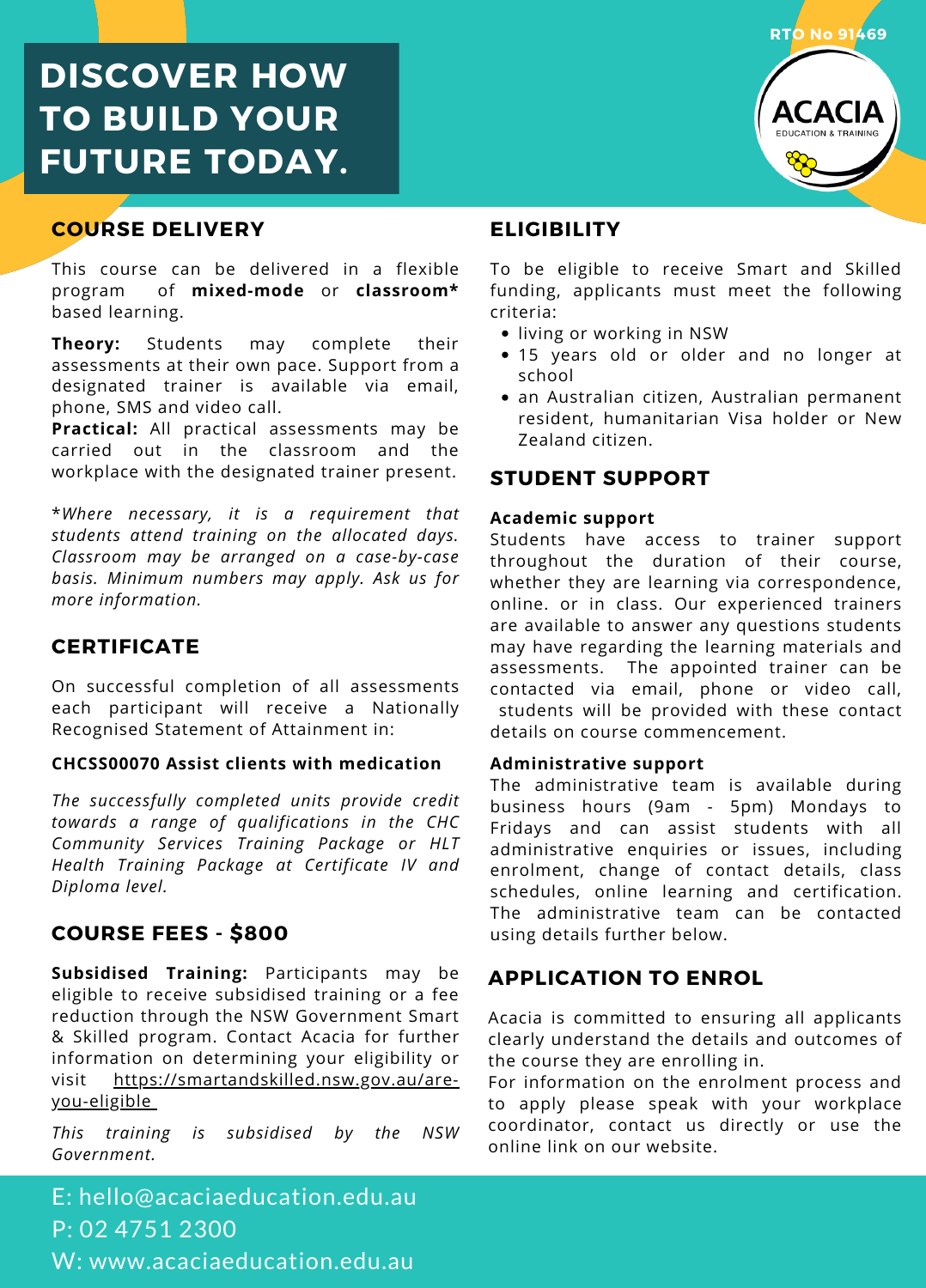RTO No 91469

# DISCOVER HOW TO BUILD YOUR FUTURE TODAY.

## COURSE DELIVERY

This course can be delivered in a flexible program of **mixed-mode** or **classroom*** based learning.

**Theory:** Students may complete their assessments at their own pace. Support from a designated trainer is available via email, phone, SMS and video call.
**Practical:** All practical assessments may be carried out in the classroom and the workplace with the designated trainer present.

**Where necessary, it is a requirement that students attend training on the allocated days. Classroom may be arranged on a case-by-case basis. Minimum numbers may apply. Ask us for more information.*

## CERTIFICATE

On successful completion of all assessments each participant will receive a Nationally Recognised Statement of Attainment in:

**CHCSS00070 Assist clients with medication**

*The successfully completed units provide credit towards a range of qualifications in the CHC Community Services Training Package or HLT Health Training Package at Certificate IV and Diploma level.*

## COURSE FEES - $800

**Subsidised Training:** Participants may be eligible to receive subsidised training or a fee reduction through the NSW Government Smart & Skilled program. Contact Acacia for further information on determining your eligibility or visit https://smartandskilled.nsw.gov.au/are-you-eligible

*This training is subsidised by the NSW Government.*

## ELIGIBILITY

To be eligible to receive Smart and Skilled funding, applicants must meet the following criteria:

- living or working in NSW
- 15 years old or older and no longer at school
- an Australian citizen, Australian permanent resident, humanitarian Visa holder or New Zealand citizen.

## STUDENT SUPPORT

**Academic support**
Students have access to trainer support throughout the duration of their course, whether they are learning via correspondence, online. or in class. Our experienced trainers are available to answer any questions students may have regarding the learning materials and assessments. The appointed trainer can be contacted via email, phone or video call, students will be provided with these contact details on course commencement.

**Administrative support**
The administrative team is available during business hours (9am - 5pm) Mondays to Fridays and can assist students with all administrative enquiries or issues, including enrolment, change of contact details, class schedules, online learning and certification. The administrative team can be contacted using details further below.

## APPLICATION TO ENROL

Acacia is committed to ensuring all applicants clearly understand the details and outcomes of the course they are enrolling in.
For information on the enrolment process and to apply please speak with your workplace coordinator, contact us directly or use the online link on our website.

E: hello@acaciaeducation.edu.au
P: 02 4751 2300
W: www.acaciaeducation.edu.au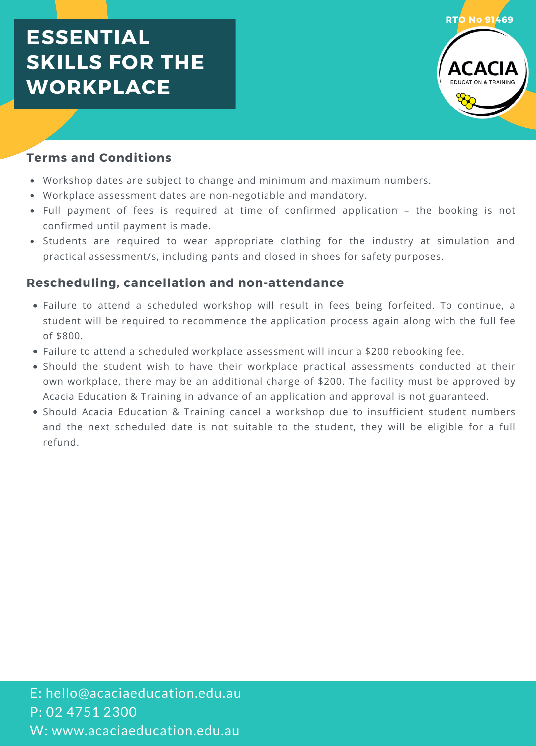# ESSENTIAL SKILLS FOR THE WORKPLACE

RTO No 91469

ACACIA EDUCATION & TRAINING

### Terms and Conditions

- Workshop dates are subject to change and minimum and maximum numbers.
- Workplace assessment dates are non-negotiable and mandatory.
- Full payment of fees is required at time of confirmed application – the booking is not confirmed until payment is made.
- Students are required to wear appropriate clothing for the industry at simulation and practical assessment/s, including pants and closed in shoes for safety purposes.

### Rescheduling, cancellation and non-attendance

- Failure to attend a scheduled workshop will result in fees being forfeited. To continue, a student will be required to recommence the application process again along with the full fee of $800.
- Failure to attend a scheduled workplace assessment will incur a $200 rebooking fee.
- Should the student wish to have their workplace practical assessments conducted at their own workplace, there may be an additional charge of $200. The facility must be approved by Acacia Education & Training in advance of an application and approval is not guaranteed.
- Should Acacia Education & Training cancel a workshop due to insufficient student numbers and the next scheduled date is not suitable to the student, they will be eligible for a full refund.

E: hello@acaciaeducation.edu.au
P: 02 4751 2300
W: www.acaciaeducation.edu.au